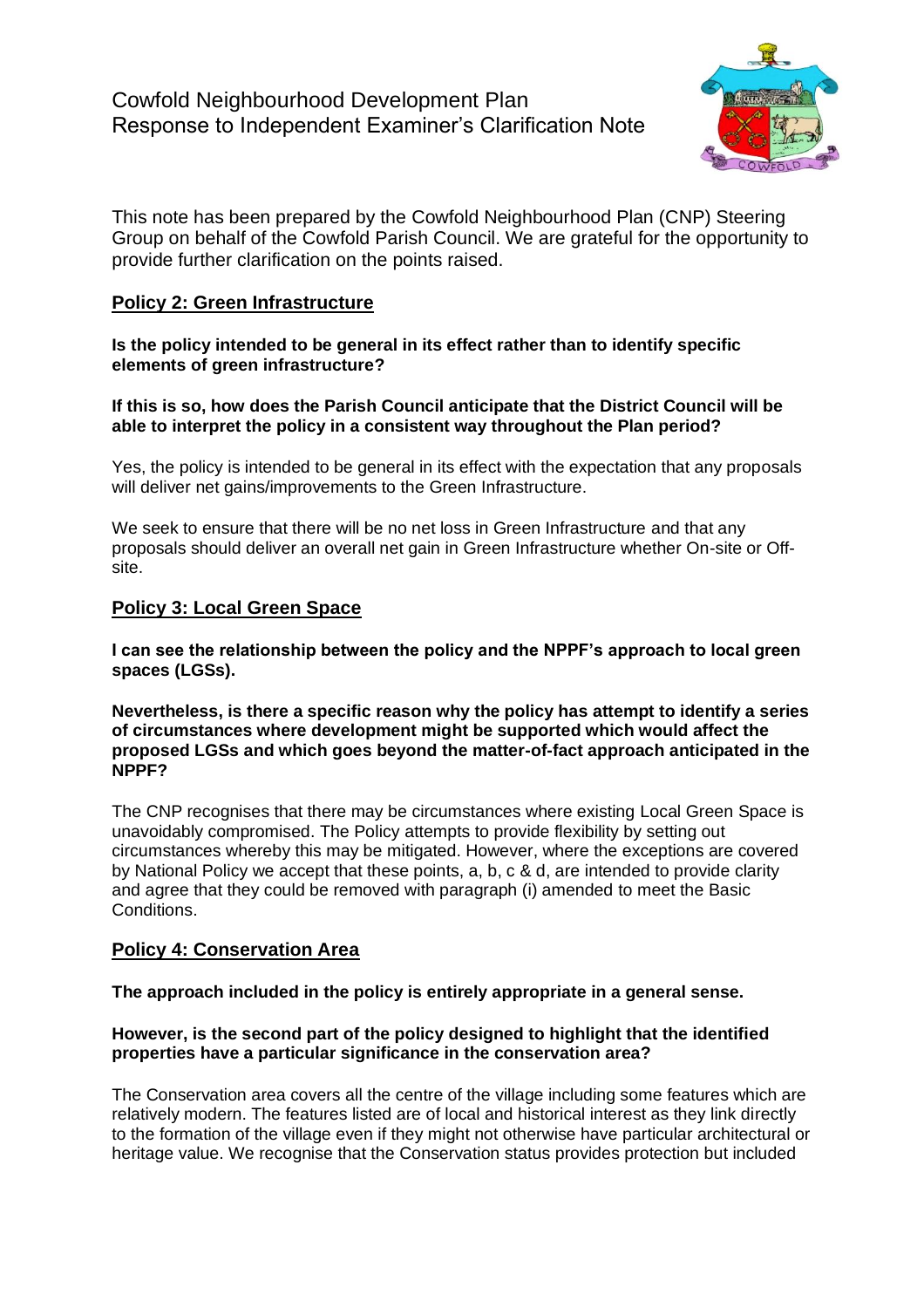# Cowfold Neighbourhood Development Plan
# Response to Independent Examiner's Clarification Note

This note has been prepared by the Cowfold Neighbourhood Plan (CNP) Steering Group on behalf of the Cowfold Parish Council. We are grateful for the opportunity to provide further clarification on the points raised.

## Policy 2: Green Infrastructure

**Is the policy intended to be general in its effect rather than to identify specific elements of green infrastructure?**

**If this is so, how does the Parish Council anticipate that the District Council will be able to interpret the policy in a consistent way throughout the Plan period?**

Yes, the policy is intended to be general in its effect with the expectation that any proposals will deliver net gains/improvements to the Green Infrastructure.

We seek to ensure that there will be no net loss in Green Infrastructure and that any proposals should deliver an overall net gain in Green Infrastructure whether On-site or Off-site.

## Policy 3: Local Green Space

**I can see the relationship between the policy and the NPPF's approach to local green spaces (LGSs).**

**Nevertheless, is there a specific reason why the policy has attempt to identify a series of circumstances where development might be supported which would affect the proposed LGSs and which goes beyond the matter-of-fact approach anticipated in the NPPF?**

The CNP recognises that there may be circumstances where existing Local Green Space is unavoidably compromised. The Policy attempts to provide flexibility by setting out circumstances whereby this may be mitigated. However, where the exceptions are covered by National Policy we accept that these points, a, b, c & d, are intended to provide clarity and agree that they could be removed with paragraph (i) amended to meet the Basic Conditions.

## Policy 4: Conservation Area

**The approach included in the policy is entirely appropriate in a general sense.**

**However, is the second part of the policy designed to highlight that the identified properties have a particular significance in the conservation area?**

The Conservation area covers all the centre of the village including some features which are relatively modern. The features listed are of local and historical interest as they link directly to the formation of the village even if they might not otherwise have particular architectural or heritage value. We recognise that the Conservation status provides protection but included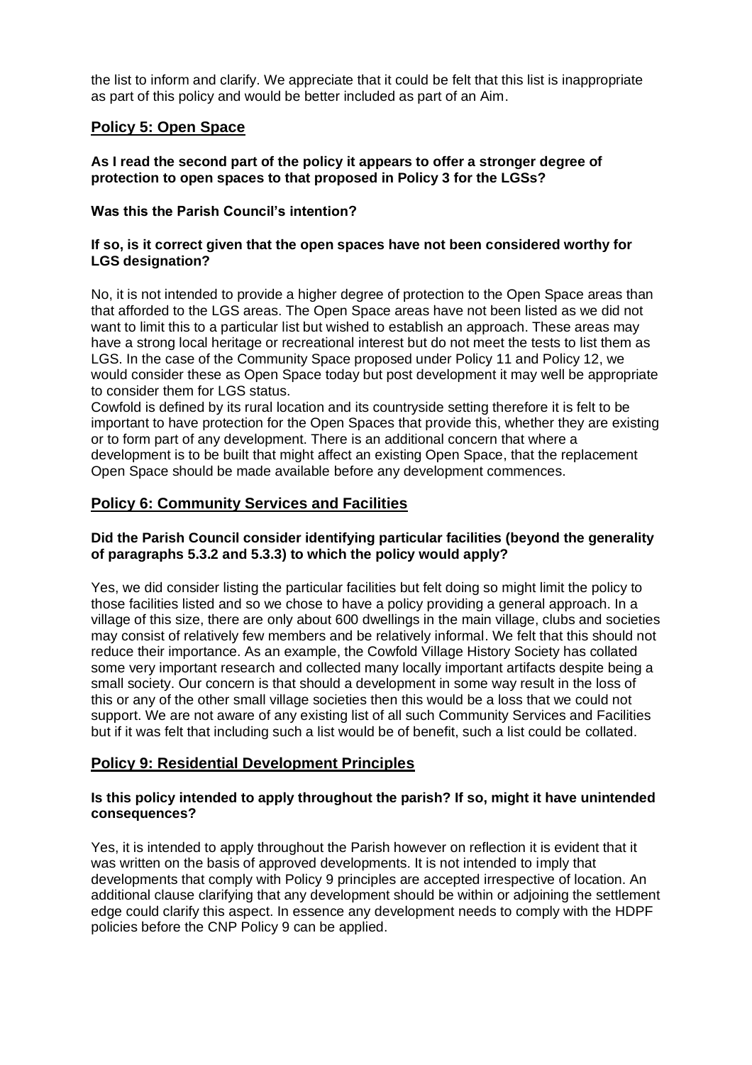the list to inform and clarify. We appreciate that it could be felt that this list is inappropriate as part of this policy and would be better included as part of an Aim.

## Policy 5: Open Space

**As I read the second part of the policy it appears to offer a stronger degree of protection to open spaces to that proposed in Policy 3 for the LGSs?**

**Was this the Parish Council's intention?**

**If so, is it correct given that the open spaces have not been considered worthy for LGS designation?**

No, it is not intended to provide a higher degree of protection to the Open Space areas than that afforded to the LGS areas. The Open Space areas have not been listed as we did not want to limit this to a particular list but wished to establish an approach. These areas may have a strong local heritage or recreational interest but do not meet the tests to list them as LGS. In the case of the Community Space proposed under Policy 11 and Policy 12, we would consider these as Open Space today but post development it may well be appropriate to consider them for LGS status.

Cowfold is defined by its rural location and its countryside setting therefore it is felt to be important to have protection for the Open Spaces that provide this, whether they are existing or to form part of any development. There is an additional concern that where a development is to be built that might affect an existing Open Space, that the replacement Open Space should be made available before any development commences.

## Policy 6: Community Services and Facilities

**Did the Parish Council consider identifying particular facilities (beyond the generality of paragraphs 5.3.2 and 5.3.3) to which the policy would apply?**

Yes, we did consider listing the particular facilities but felt doing so might limit the policy to those facilities listed and so we chose to have a policy providing a general approach. In a village of this size, there are only about 600 dwellings in the main village, clubs and societies may consist of relatively few members and be relatively informal. We felt that this should not reduce their importance. As an example, the Cowfold Village History Society has collated some very important research and collected many locally important artifacts despite being a small society. Our concern is that should a development in some way result in the loss of this or any of the other small village societies then this would be a loss that we could not support. We are not aware of any existing list of all such Community Services and Facilities but if it was felt that including such a list would be of benefit, such a list could be collated.

## Policy 9: Residential Development Principles

**Is this policy intended to apply throughout the parish? If so, might it have unintended consequences?**

Yes, it is intended to apply throughout the Parish however on reflection it is evident that it was written on the basis of approved developments. It is not intended to imply that developments that comply with Policy 9 principles are accepted irrespective of location. An additional clause clarifying that any development should be within or adjoining the settlement edge could clarify this aspect. In essence any development needs to comply with the HDPF policies before the CNP Policy 9 can be applied.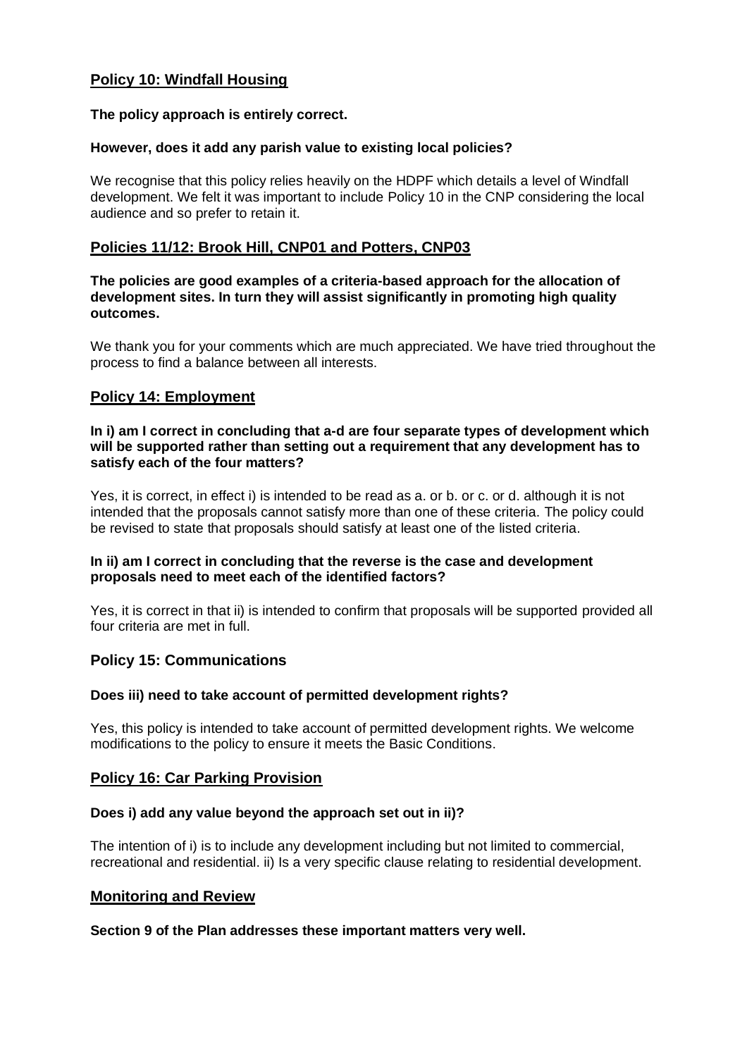## Policy 10: Windfall Housing

**The policy approach is entirely correct.**

**However, does it add any parish value to existing local policies?**

We recognise that this policy relies heavily on the HDPF which details a level of Windfall development. We felt it was important to include Policy 10 in the CNP considering the local audience and so prefer to retain it.

## Policies 11/12: Brook Hill, CNP01 and Potters, CNP03

**The policies are good examples of a criteria-based approach for the allocation of development sites. In turn they will assist significantly in promoting high quality outcomes.**

We thank you for your comments which are much appreciated. We have tried throughout the process to find a balance between all interests.

## Policy 14: Employment

**In i) am I correct in concluding that a-d are four separate types of development which will be supported rather than setting out a requirement that any development has to satisfy each of the four matters?**

Yes, it is correct, in effect i) is intended to be read as a. or b. or c. or d. although it is not intended that the proposals cannot satisfy more than one of these criteria. The policy could be revised to state that proposals should satisfy at least one of the listed criteria.

**In ii) am I correct in concluding that the reverse is the case and development proposals need to meet each of the identified factors?**

Yes, it is correct in that ii) is intended to confirm that proposals will be supported provided all four criteria are met in full.

## Policy 15: Communications

**Does iii) need to take account of permitted development rights?**

Yes, this policy is intended to take account of permitted development rights. We welcome modifications to the policy to ensure it meets the Basic Conditions.

## Policy 16: Car Parking Provision

**Does i) add any value beyond the approach set out in ii)?**

The intention of i) is to include any development including but not limited to commercial, recreational and residential. ii) Is a very specific clause relating to residential development.

## Monitoring and Review

**Section 9 of the Plan addresses these important matters very well.**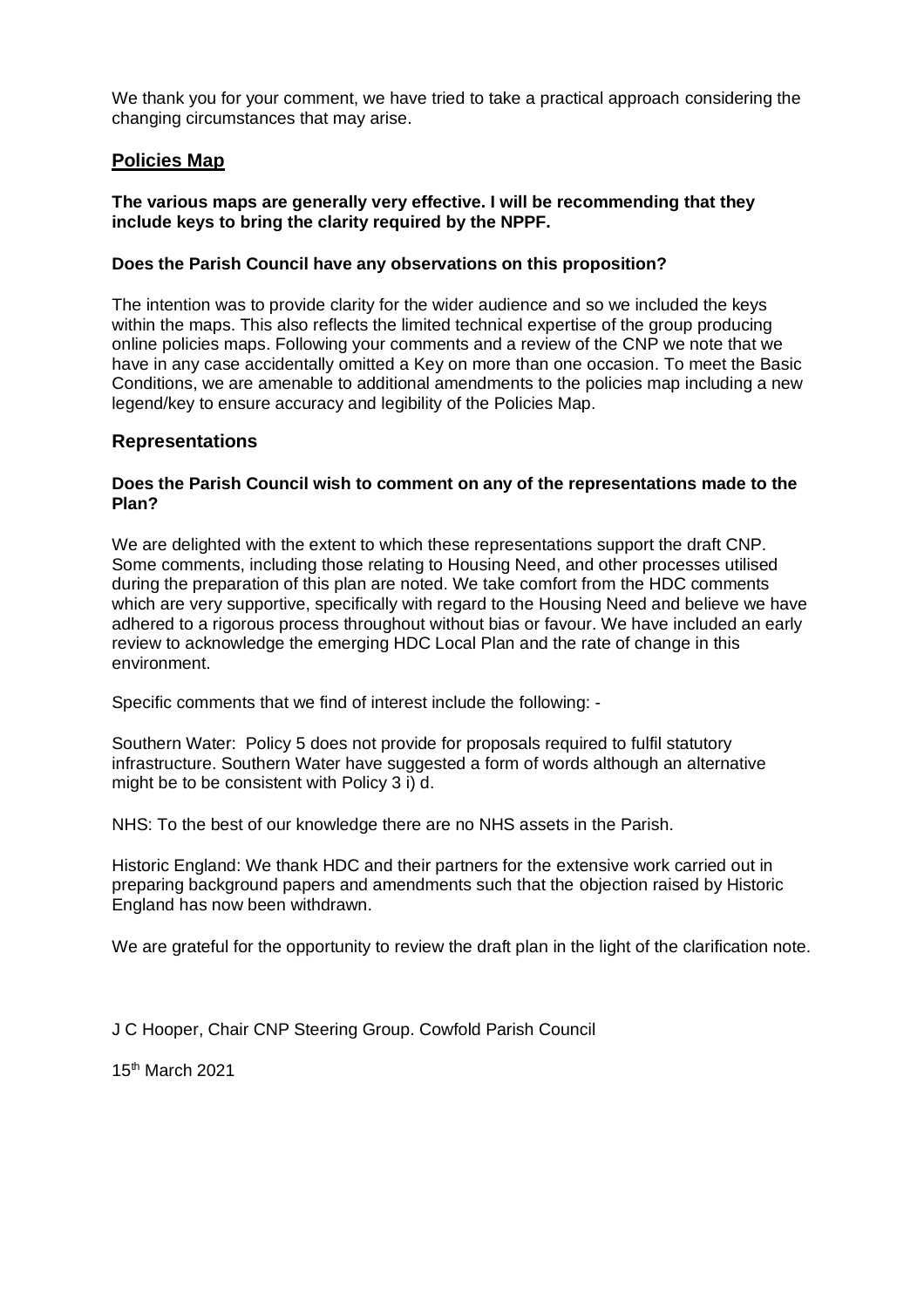We thank you for your comment, we have tried to take a practical approach considering the changing circumstances that may arise.

## Policies Map

**The various maps are generally very effective. I will be recommending that they include keys to bring the clarity required by the NPPF.**

**Does the Parish Council have any observations on this proposition?**

The intention was to provide clarity for the wider audience and so we included the keys within the maps. This also reflects the limited technical expertise of the group producing online policies maps. Following your comments and a review of the CNP we note that we have in any case accidentally omitted a Key on more than one occasion. To meet the Basic Conditions, we are amenable to additional amendments to the policies map including a new legend/key to ensure accuracy and legibility of the Policies Map.

## Representations

**Does the Parish Council wish to comment on any of the representations made to the Plan?**

We are delighted with the extent to which these representations support the draft CNP. Some comments, including those relating to Housing Need, and other processes utilised during the preparation of this plan are noted. We take comfort from the HDC comments which are very supportive, specifically with regard to the Housing Need and believe we have adhered to a rigorous process throughout without bias or favour. We have included an early review to acknowledge the emerging HDC Local Plan and the rate of change in this environment.

Specific comments that we find of interest include the following: -

Southern Water: Policy 5 does not provide for proposals required to fulfil statutory infrastructure. Southern Water have suggested a form of words although an alternative might be to be consistent with Policy 3 i) d.

NHS: To the best of our knowledge there are no NHS assets in the Parish.

Historic England: We thank HDC and their partners for the extensive work carried out in preparing background papers and amendments such that the objection raised by Historic England has now been withdrawn.

We are grateful for the opportunity to review the draft plan in the light of the clarification note.

J C Hooper, Chair CNP Steering Group. Cowfold Parish Council

15th March 2021